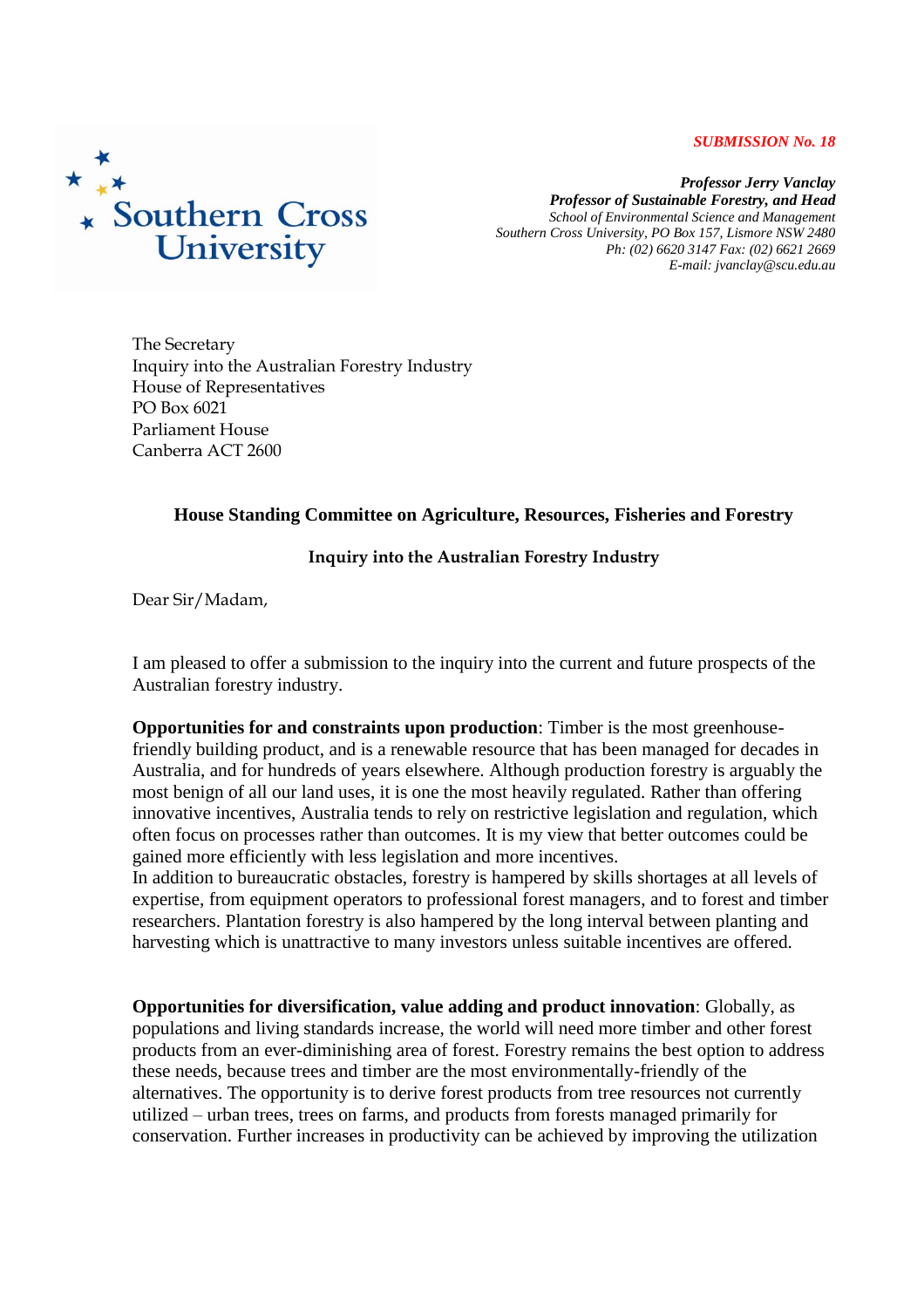Southern Cross University

***SUBMISSION No. 18***

***Professor Jerry Vanclay***
***Professor of Sustainable Forestry, and Head***
*School of Environmental Science and Management*
*Southern Cross University, PO Box 157, Lismore NSW 2480*
*Ph: (02) 6620 3147 Fax: (02) 6621 2669*
*E-mail: jvanclay@scu.edu.au*

The Secretary
Inquiry into the Australian Forestry Industry
House of Representatives
PO Box 6021
Parliament House
Canberra ACT 2600

**House Standing Committee on Agriculture, Resources, Fisheries and Forestry**

**Inquiry into the Australian Forestry Industry**

Dear Sir/Madam,

I am pleased to offer a submission to the inquiry into the current and future prospects of the Australian forestry industry.

**Opportunities for and constraints upon production**: Timber is the most greenhouse-friendly building product, and is a renewable resource that has been managed for decades in Australia, and for hundreds of years elsewhere. Although production forestry is arguably the most benign of all our land uses, it is one the most heavily regulated. Rather than offering innovative incentives, Australia tends to rely on restrictive legislation and regulation, which often focus on processes rather than outcomes. It is my view that better outcomes could be gained more efficiently with less legislation and more incentives.
In addition to bureaucratic obstacles, forestry is hampered by skills shortages at all levels of expertise, from equipment operators to professional forest managers, and to forest and timber researchers. Plantation forestry is also hampered by the long interval between planting and harvesting which is unattractive to many investors unless suitable incentives are offered.

**Opportunities for diversification, value adding and product innovation**: Globally, as populations and living standards increase, the world will need more timber and other forest products from an ever-diminishing area of forest. Forestry remains the best option to address these needs, because trees and timber are the most environmentally-friendly of the alternatives. The opportunity is to derive forest products from tree resources not currently utilized – urban trees, trees on farms, and products from forests managed primarily for conservation. Further increases in productivity can be achieved by improving the utilization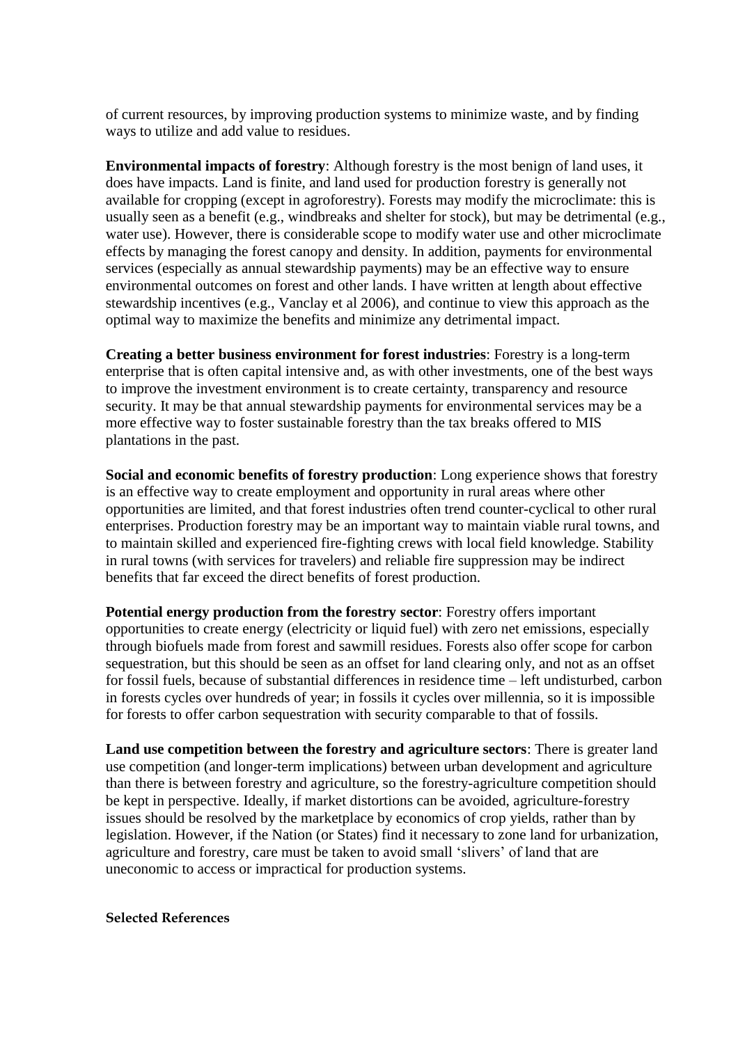of current resources, by improving production systems to minimize waste, and by finding ways to utilize and add value to residues.

**Environmental impacts of forestry**: Although forestry is the most benign of land uses, it does have impacts. Land is finite, and land used for production forestry is generally not available for cropping (except in agroforestry). Forests may modify the microclimate: this is usually seen as a benefit (e.g., windbreaks and shelter for stock), but may be detrimental (e.g., water use). However, there is considerable scope to modify water use and other microclimate effects by managing the forest canopy and density. In addition, payments for environmental services (especially as annual stewardship payments) may be an effective way to ensure environmental outcomes on forest and other lands. I have written at length about effective stewardship incentives (e.g., Vanclay et al 2006), and continue to view this approach as the optimal way to maximize the benefits and minimize any detrimental impact.

**Creating a better business environment for forest industries**: Forestry is a long-term enterprise that is often capital intensive and, as with other investments, one of the best ways to improve the investment environment is to create certainty, transparency and resource security. It may be that annual stewardship payments for environmental services may be a more effective way to foster sustainable forestry than the tax breaks offered to MIS plantations in the past.

**Social and economic benefits of forestry production**: Long experience shows that forestry is an effective way to create employment and opportunity in rural areas where other opportunities are limited, and that forest industries often trend counter-cyclical to other rural enterprises. Production forestry may be an important way to maintain viable rural towns, and to maintain skilled and experienced fire-fighting crews with local field knowledge. Stability in rural towns (with services for travelers) and reliable fire suppression may be indirect benefits that far exceed the direct benefits of forest production.

**Potential energy production from the forestry sector**: Forestry offers important opportunities to create energy (electricity or liquid fuel) with zero net emissions, especially through biofuels made from forest and sawmill residues. Forests also offer scope for carbon sequestration, but this should be seen as an offset for land clearing only, and not as an offset for fossil fuels, because of substantial differences in residence time – left undisturbed, carbon in forests cycles over hundreds of year; in fossils it cycles over millennia, so it is impossible for forests to offer carbon sequestration with security comparable to that of fossils.

**Land use competition between the forestry and agriculture sectors**: There is greater land use competition (and longer-term implications) between urban development and agriculture than there is between forestry and agriculture, so the forestry-agriculture competition should be kept in perspective. Ideally, if market distortions can be avoided, agriculture-forestry issues should be resolved by the marketplace by economics of crop yields, rather than by legislation. However, if the Nation (or States) find it necessary to zone land for urbanization, agriculture and forestry, care must be taken to avoid small 'slivers' of land that are uneconomic to access or impractical for production systems.

**Selected References**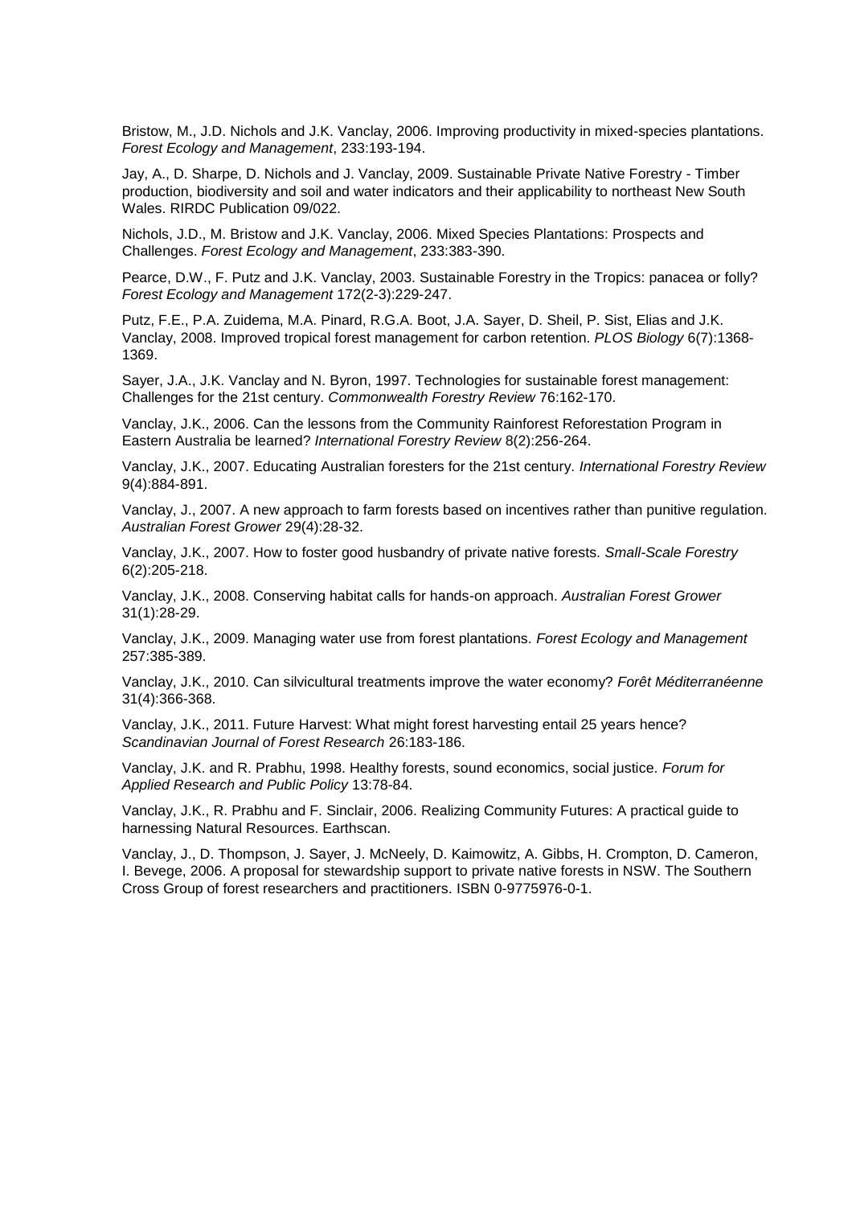Bristow, M., J.D. Nichols and J.K. Vanclay, 2006. Improving productivity in mixed-species plantations. *Forest Ecology and Management*, 233:193-194.

Jay, A., D. Sharpe, D. Nichols and J. Vanclay, 2009. Sustainable Private Native Forestry - Timber production, biodiversity and soil and water indicators and their applicability to northeast New South Wales. RIRDC Publication 09/022.

Nichols, J.D., M. Bristow and J.K. Vanclay, 2006. Mixed Species Plantations: Prospects and Challenges. *Forest Ecology and Management*, 233:383-390.

Pearce, D.W., F. Putz and J.K. Vanclay, 2003. Sustainable Forestry in the Tropics: panacea or folly? *Forest Ecology and Management* 172(2-3):229-247.

Putz, F.E., P.A. Zuidema, M.A. Pinard, R.G.A. Boot, J.A. Sayer, D. Sheil, P. Sist, Elias and J.K. Vanclay, 2008. Improved tropical forest management for carbon retention. *PLOS Biology* 6(7):1368-1369.

Sayer, J.A., J.K. Vanclay and N. Byron, 1997. Technologies for sustainable forest management: Challenges for the 21st century. *Commonwealth Forestry Review* 76:162-170.

Vanclay, J.K., 2006. Can the lessons from the Community Rainforest Reforestation Program in Eastern Australia be learned? *International Forestry Review* 8(2):256-264.

Vanclay, J.K., 2007. Educating Australian foresters for the 21st century. *International Forestry Review* 9(4):884-891.

Vanclay, J., 2007. A new approach to farm forests based on incentives rather than punitive regulation. *Australian Forest Grower* 29(4):28-32.

Vanclay, J.K., 2007. How to foster good husbandry of private native forests. *Small-Scale Forestry* 6(2):205-218.

Vanclay, J.K., 2008. Conserving habitat calls for hands-on approach. *Australian Forest Grower* 31(1):28-29.

Vanclay, J.K., 2009. Managing water use from forest plantations. *Forest Ecology and Management* 257:385-389.

Vanclay, J.K., 2010. Can silvicultural treatments improve the water economy? *Forêt Méditerranéenne* 31(4):366-368.

Vanclay, J.K., 2011. Future Harvest: What might forest harvesting entail 25 years hence? *Scandinavian Journal of Forest Research* 26:183-186.

Vanclay, J.K. and R. Prabhu, 1998. Healthy forests, sound economics, social justice. *Forum for Applied Research and Public Policy* 13:78-84.

Vanclay, J.K., R. Prabhu and F. Sinclair, 2006. Realizing Community Futures: A practical guide to harnessing Natural Resources. Earthscan.

Vanclay, J., D. Thompson, J. Sayer, J. McNeely, D. Kaimowitz, A. Gibbs, H. Crompton, D. Cameron, I. Bevege, 2006. A proposal for stewardship support to private native forests in NSW. The Southern Cross Group of forest researchers and practitioners. ISBN 0-9775976-0-1.